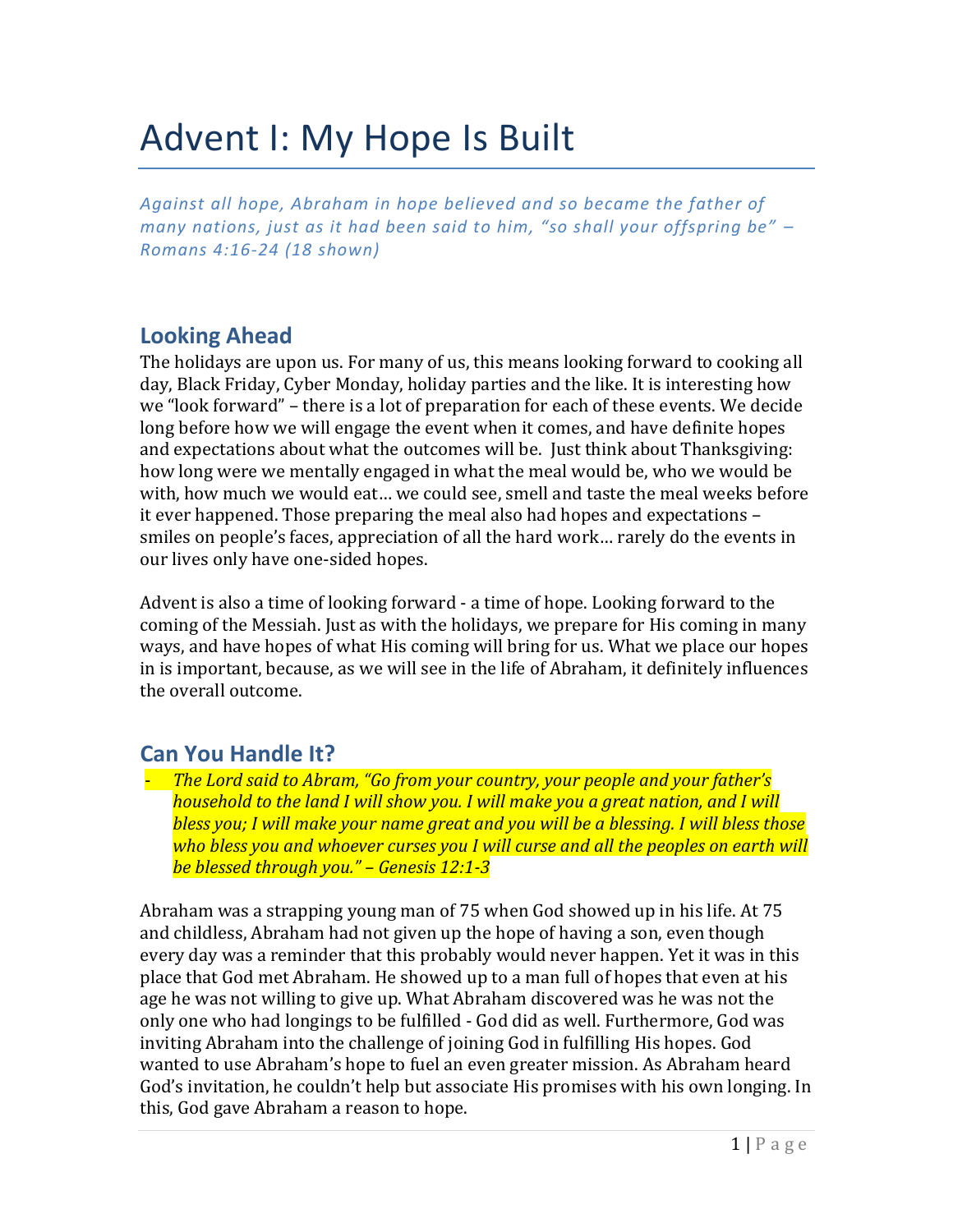# Advent I: My Hope Is Built

*Against all hope, Abraham in hope believed and so became the father of many nations, just as it had been said to him, "so shall your offspring be" – Romans 4:16-24 (18 shown)*

## Looking Ahead

The holidays are upon us. For many of us, this means looking forward to cooking all day, Black Friday, Cyber Monday, holiday parties and the like. It is interesting how we "look forward" – there is a lot of preparation for each of these events. We decide long before how we will engage the event when it comes, and have definite hopes and expectations about what the outcomes will be. Just think about Thanksgiving: how long were we mentally engaged in what the meal would be, who we would be with, how much we would eat… we could see, smell and taste the meal weeks before it ever happened. Those preparing the meal also had hopes and expectations – smiles on people's faces, appreciation of all the hard work… rarely do the events in our lives only have one-sided hopes.

Advent is also a time of looking forward - a time of hope. Looking forward to the coming of the Messiah. Just as with the holidays, we prepare for His coming in many ways, and have hopes of what His coming will bring for us. What we place our hopes in is important, because, as we will see in the life of Abraham, it definitely influences the overall outcome.

## Can You Handle It?

- *The Lord said to Abram, "Go from your country, your people and your father's household to the land I will show you. I will make you a great nation, and I will bless you; I will make your name great and you will be a blessing. I will bless those who bless you and whoever curses you I will curse and all the peoples on earth will be blessed through you." – Genesis 12:1-3*

Abraham was a strapping young man of 75 when God showed up in his life. At 75 and childless, Abraham had not given up the hope of having a son, even though every day was a reminder that this probably would never happen. Yet it was in this place that God met Abraham. He showed up to a man full of hopes that even at his age he was not willing to give up. What Abraham discovered was he was not the only one who had longings to be fulfilled - God did as well. Furthermore, God was inviting Abraham into the challenge of joining God in fulfilling His hopes. God wanted to use Abraham's hope to fuel an even greater mission. As Abraham heard God's invitation, he couldn't help but associate His promises with his own longing. In this, God gave Abraham a reason to hope.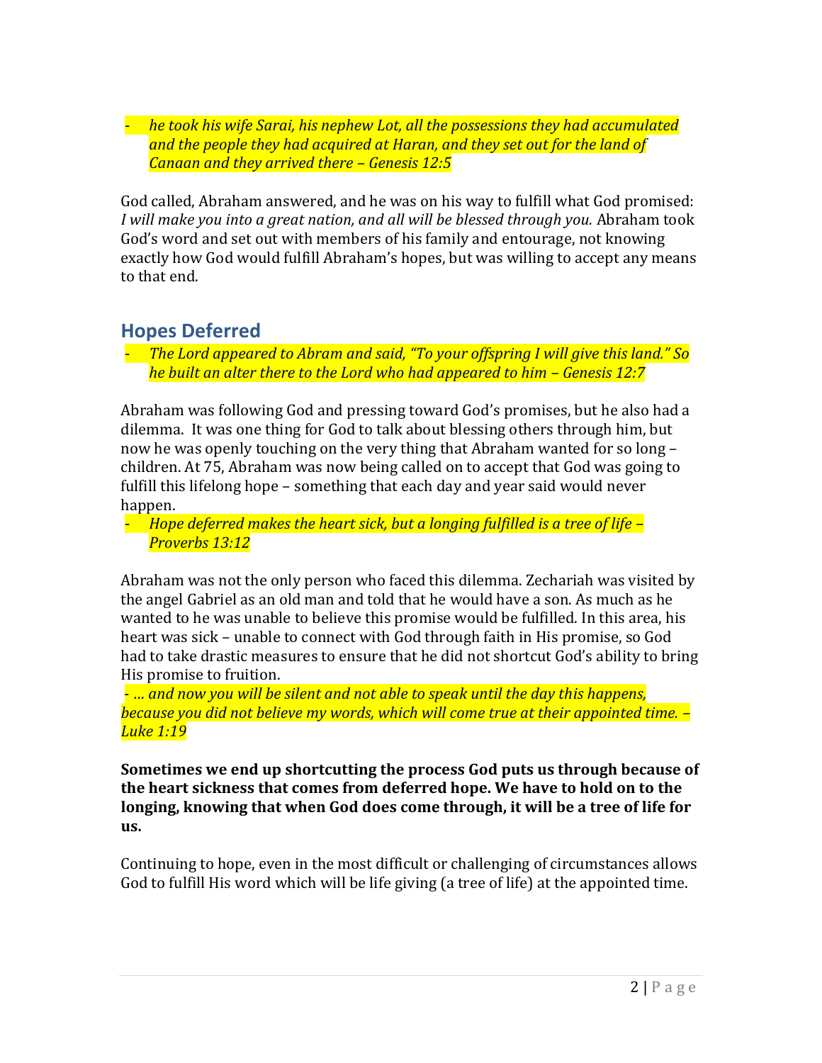- *he took his wife Sarai, his nephew Lot, all the possessions they had accumulated and the people they had acquired at Haran, and they set out for the land of Canaan and they arrived there – Genesis 12:5*

God called, Abraham answered, and he was on his way to fulfill what God promised: *I will make you into a great nation, and all will be blessed through you.* Abraham took God's word and set out with members of his family and entourage, not knowing exactly how God would fulfill Abraham's hopes, but was willing to accept any means to that end.

## Hopes Deferred

- *The Lord appeared to Abram and said, "To your offspring I will give this land." So he built an alter there to the Lord who had appeared to him – Genesis 12:7*

Abraham was following God and pressing toward God's promises, but he also had a dilemma. It was one thing for God to talk about blessing others through him, but now he was openly touching on the very thing that Abraham wanted for so long – children. At 75, Abraham was now being called on to accept that God was going to fulfill this lifelong hope – something that each day and year said would never happen.

- *Hope deferred makes the heart sick, but a longing fulfilled is a tree of life – Proverbs 13:12*

Abraham was not the only person who faced this dilemma. Zechariah was visited by the angel Gabriel as an old man and told that he would have a son. As much as he wanted to he was unable to believe this promise would be fulfilled. In this area, his heart was sick – unable to connect with God through faith in His promise, so God had to take drastic measures to ensure that he did not shortcut God's ability to bring His promise to fruition.

- *… and now you will be silent and not able to speak until the day this happens, because you did not believe my words, which will come true at their appointed time. – Luke 1:19*

**Sometimes we end up shortcutting the process God puts us through because of the heart sickness that comes from deferred hope. We have to hold on to the longing, knowing that when God does come through, it will be a tree of life for us.**

Continuing to hope, even in the most difficult or challenging of circumstances allows God to fulfill His word which will be life giving (a tree of life) at the appointed time.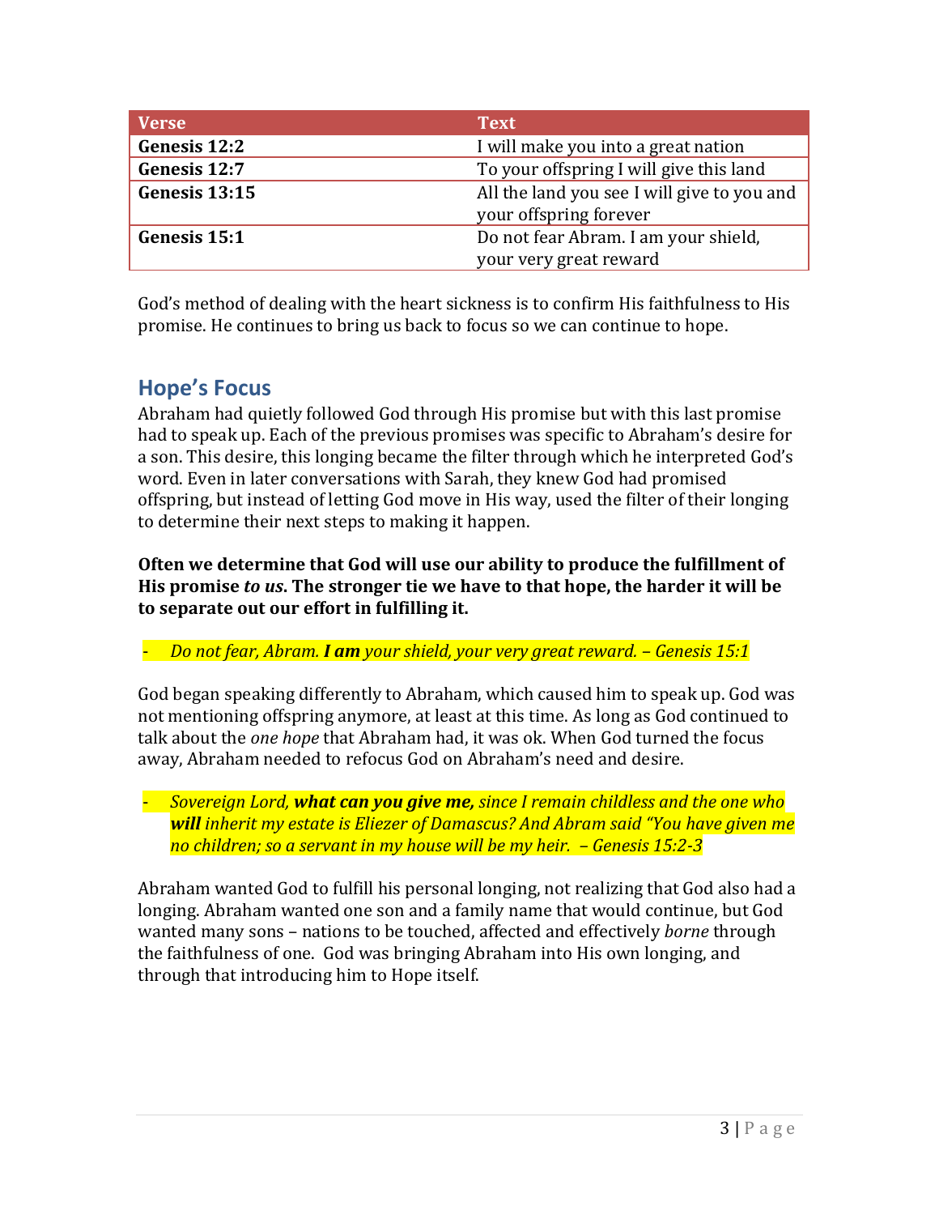| Verse | Text |
|---|---|
| **Genesis 12:2** | I will make you into a great nation |
| **Genesis 12:7** | To your offspring I will give this land |
| **Genesis 13:15** | All the land you see I will give to you and your offspring forever |
| **Genesis 15:1** | Do not fear Abram. I am your shield, your very great reward |

God's method of dealing with the heart sickness is to confirm His faithfulness to His promise. He continues to bring us back to focus so we can continue to hope.

## Hope's Focus

Abraham had quietly followed God through His promise but with this last promise had to speak up. Each of the previous promises was specific to Abraham's desire for a son. This desire, this longing became the filter through which he interpreted God's word. Even in later conversations with Sarah, they knew God had promised offspring, but instead of letting God move in His way, used the filter of their longing to determine their next steps to making it happen.

**Often we determine that God will use our ability to produce the fulfillment of His promise *to us*. The stronger tie we have to that hope, the harder it will be to separate out our effort in fulfilling it.**

- *Do not fear, Abram. **I am** your shield, your very great reward. – Genesis 15:1*

God began speaking differently to Abraham, which caused him to speak up. God was not mentioning offspring anymore, at least at this time. As long as God continued to talk about the *one hope* that Abraham had, it was ok. When God turned the focus away, Abraham needed to refocus God on Abraham's need and desire.

- *Sovereign Lord, **what can you give me,** since I remain childless and the one who **will** inherit my estate is Eliezer of Damascus? And Abram said "You have given me no children; so a servant in my house will be my heir. – Genesis 15:2-3*

Abraham wanted God to fulfill his personal longing, not realizing that God also had a longing. Abraham wanted one son and a family name that would continue, but God wanted many sons – nations to be touched, affected and effectively *borne* through the faithfulness of one. God was bringing Abraham into His own longing, and through that introducing him to Hope itself.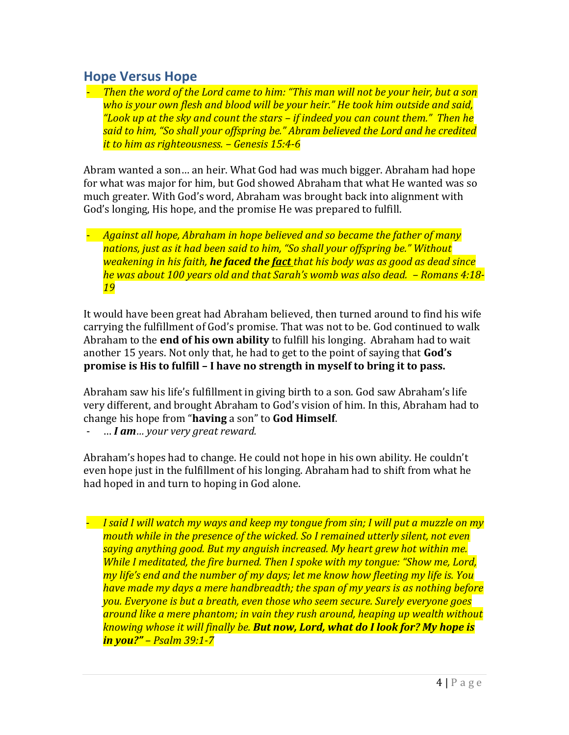## Hope Versus Hope

- *Then the word of the Lord came to him: "This man will not be your heir, but a son who is your own flesh and blood will be your heir." He took him outside and said, "Look up at the sky and count the stars – if indeed you can count them." Then he said to him, "So shall your offspring be." Abram believed the Lord and he credited it to him as righteousness. – Genesis 15:4-6*

Abram wanted a son… an heir. What God had was much bigger. Abraham had hope for what was major for him, but God showed Abraham that what He wanted was so much greater. With God's word, Abraham was brought back into alignment with God's longing, His hope, and the promise He was prepared to fulfill.

- *Against all hope, Abraham in hope believed and so became the father of many nations, just as it had been said to him, "So shall your offspring be." Without weakening in his faith, **he faced the <u>fact</u>** that his body was as good as dead since he was about 100 years old and that Sarah's womb was also dead. – Romans 4:18-19*

It would have been great had Abraham believed, then turned around to find his wife carrying the fulfillment of God's promise. That was not to be. God continued to walk Abraham to the **end of his own ability** to fulfill his longing. Abraham had to wait another 15 years. Not only that, he had to get to the point of saying that **God's promise is His to fulfill – I have no strength in myself to bring it to pass.**

Abraham saw his life's fulfillment in giving birth to a son. God saw Abraham's life very different, and brought Abraham to God's vision of him. In this, Abraham had to change his hope from "**having** a son" to **God Himself**.

- *… **I am**… your very great reward.*

Abraham's hopes had to change. He could not hope in his own ability. He couldn't even hope just in the fulfillment of his longing. Abraham had to shift from what he had hoped in and turn to hoping in God alone.

- *I said I will watch my ways and keep my tongue from sin; I will put a muzzle on my mouth while in the presence of the wicked. So I remained utterly silent, not even saying anything good. But my anguish increased. My heart grew hot within me. While I meditated, the fire burned. Then I spoke with my tongue: "Show me, Lord, my life's end and the number of my days; let me know how fleeting my life is. You have made my days a mere handbreadth; the span of my years is as nothing before you. Everyone is but a breath, even those who seem secure. Surely everyone goes around like a mere phantom; in vain they rush around, heaping up wealth without knowing whose it will finally be. **But now, Lord, what do I look for? My hope is in you?"** – Psalm 39:1-7*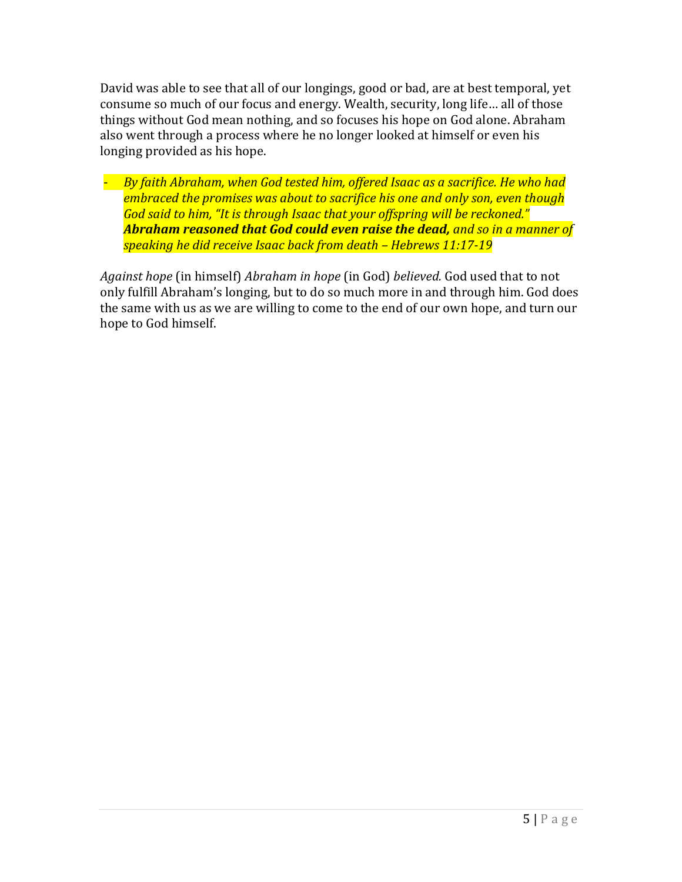David was able to see that all of our longings, good or bad, are at best temporal, yet consume so much of our focus and energy. Wealth, security, long life… all of those things without God mean nothing, and so focuses his hope on God alone. Abraham also went through a process where he no longer looked at himself or even his longing provided as his hope.

- *By faith Abraham, when God tested him, offered Isaac as a sacrifice. He who had embraced the promises was about to sacrifice his one and only son, even though God said to him, "It is through Isaac that your offspring will be reckoned."* ***Abraham reasoned that God could even raise the dead,*** *and so in a manner of speaking he did receive Isaac back from death – Hebrews 11:17-19*

*Against hope* (in himself) *Abraham in hope* (in God) *believed.* God used that to not only fulfill Abraham's longing, but to do so much more in and through him. God does the same with us as we are willing to come to the end of our own hope, and turn our hope to God himself.